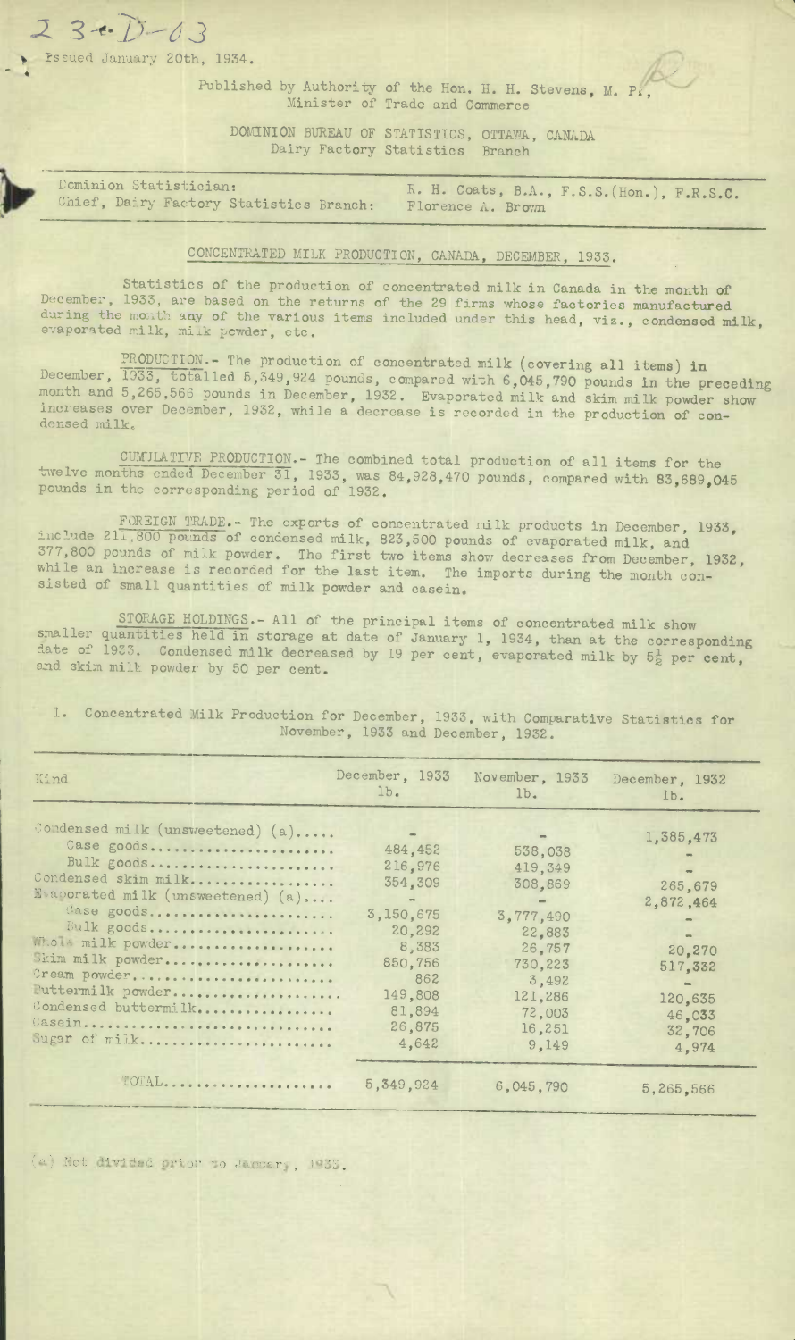23-D-03

Issued January 20th, 1934.

Published by Authority of the Hon. H. H. Stevens, M. P., Minister of Trade and Commerce

DOMINION BUREAU OF STATISTICS, OTTAWA, CANADA
Dairy Factory Statistics Branch

Dominion Statistician: R. H. Coats, B.A., F.S.S.(Hon.), F.R.S.C.
Chief, Dairy Factory Statistics Branch: Florence A. Brown

## CONCENTRATED MILK PRODUCTION, CANADA, DECEMBER, 1933.

Statistics of the production of concentrated milk in Canada in the month of December, 1933, are based on the returns of the 29 firms whose factories manufactured during the month any of the various items included under this head, viz., condensed milk, evaporated milk, milk powder, etc.

PRODUCTION.- The production of concentrated milk (covering all items) in December, 1933, totalled 5,349,924 pounds, compared with 6,045,790 pounds in the preceding month and 5,265,566 pounds in December, 1932. Evaporated milk and skim milk powder show increases over December, 1932, while a decrease is recorded in the production of condensed milk.

CUMULATIVE PRODUCTION.- The combined total production of all items for the twelve months ended December 31, 1933, was 84,928,470 pounds, compared with 83,689,045 pounds in the corresponding period of 1932.

FOREIGN TRADE.- The exports of concentrated milk products in December, 1933, include 211,800 pounds of condensed milk, 823,500 pounds of evaporated milk, and 377,800 pounds of milk powder. The first two items show decreases from December, 1932, while an increase is recorded for the last item. The imports during the month consisted of small quantities of milk powder and casein.

STORAGE HOLDINGS.- All of the principal items of concentrated milk show smaller quantities held in storage at date of January 1, 1934, than at the corresponding date of 1933. Condensed milk decreased by 19 per cent, evaporated milk by 5½ per cent, and skim milk powder by 50 per cent.

1. Concentrated Milk Production for December, 1933, with Comparative Statistics for November, 1933 and December, 1932.

| Kind | December, 1933 lb. | November, 1933 lb. | December, 1932 lb. |
|---|---|---|---|
| Condensed milk (unsweetened) (a)..... | - | - | 1,385,473 |
| Case goods..................... | 484,452 | 538,038 | - |
| Bulk goods..................... | 216,976 | 419,349 | - |
| Condensed skim milk................. | 354,309 | 308,869 | 265,679 |
| Evaporated milk (unsweetened) (a).... | - | - | 2,872,464 |
| Case goods..................... | 3,150,675 | 3,777,490 | - |
| Bulk goods..................... | 20,292 | 22,883 | - |
| Whole milk powder................... | 8,383 | 26,757 | 20,270 |
| Skim milk powder.................... | 850,756 | 730,223 | 517,332 |
| Cream powder........................ | 862 | 3,492 | - |
| Buttermilk powder................... | 149,808 | 121,286 | 120,635 |
| Condensed buttermilk................ | 81,894 | 72,003 | 46,033 |
| Casein.............................. | 26,875 | 16,251 | 32,706 |
| Sugar of milk....................... | 4,642 | 9,149 | 4,974 |
| TOTAL.................... | 5,349,924 | 6,045,790 | 5,265,566 |

(a) Not divided prior to January, 1933.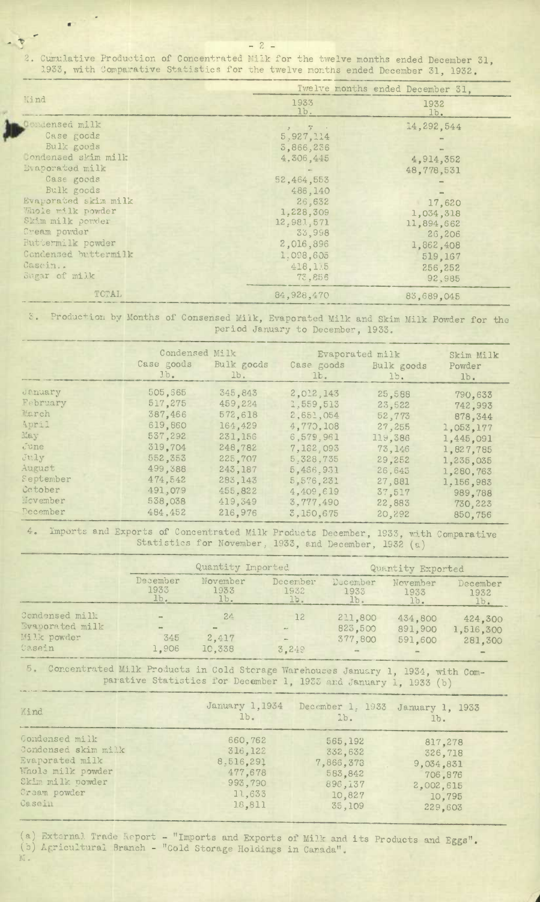2. Cumulative Production of Concentrated Milk for the twelve months ended December 31, 1933, with Comparative Statistics for the twelve months ended December 31, 1932.

| Kind | Twelve months ended December 31, | |
|---|---|---|
| | 1933 lb. | 1932 lb. |
| Condensed milk | , , | 14,292,544 |
| Case goods | 5,927,114 | - |
| Bulk goods | 3,866,236 | - |
| Condensed skim milk | 4,306,445 | 4,914,352 |
| Evaporated milk | - | 48,778,531 |
| Case goods | 52,464,553 | - |
| Bulk goods | 486,140 | - |
| Evaporated skim milk | 26,632 | 17,620 |
| Whole milk powder | 1,228,309 | 1,034,318 |
| Skim milk powder | 12,981,571 | 11,894,662 |
| Cream powder | 33,998 | 26,206 |
| Buttermilk powder | 2,016,896 | 1,862,408 |
| Condensed buttermilk | 1,098,605 | 519,167 |
| Casein | 418,115 | 256,252 |
| Sugar of milk | 73,856 | 92,985 |
| TOTAL | 84,928,470 | 83,689,045 |

3. Production by Months of Condensed Milk, Evaporated Milk and Skim Milk Powder for the period January to December, 1933.

| | Condensed Milk | | Evaporated milk | | Skim Milk Powder |
|---|---|---|---|---|---|
| | Case goods lb. | Bulk goods lb. | Case goods lb. | Bulk goods lb. | lb. |
| January | 505,565 | 345,843 | 2,012,143 | 25,588 | 790,633 |
| February | 517,275 | 459,224 | 1,559,513 | 23,522 | 742,993 |
| March | 387,466 | 572,618 | 2,651,054 | 52,773 | 878,344 |
| April | 619,860 | 164,429 | 4,770,108 | 27,255 | 1,053,177 |
| May | 537,292 | 231,156 | 6,579,961 | 119,386 | 1,445,091 |
| June | 319,704 | 248,782 | 7,162,093 | 73,146 | 1,827,785 |
| July | 552,353 | 225,707 | 5,328,735 | 29,252 | 1,235,035 |
| August | 499,388 | 243,187 | 5,436,931 | 26,645 | 1,280,763 |
| September | 474,542 | 283,143 | 5,576,231 | 27,881 | 1,156,983 |
| October | 491,079 | 455,822 | 4,409,619 | 37,517 | 989,788 |
| November | 538,038 | 419,349 | 3,777,490 | 22,883 | 730,223 |
| December | 484,452 | 216,976 | 3,150,675 | 20,292 | 850,756 |

4. Imports and Exports of Concentrated Milk Products December, 1933, with Comparative Statistics for November, 1933, and December, 1932 (a)

| | Quantity Imported | | | Quantity Exported | | |
|---|---|---|---|---|---|---|
| | December 1933 lb. | November 1933 lb. | December 1932 lb. | December 1933 lb. | November 1933 lb. | December 1932 lb. |
| Condensed milk | - | 24 | 12 | 211,800 | 434,800 | 424,300 |
| Evaporated milk | - | - | - | 823,500 | 891,900 | 1,516,300 |
| Milk powder | 345 | 2,417 | - | 377,800 | 591,600 | 281,300 |
| Casein | 1,906 | 10,338 | 3,249 | - | - | - |

5. Concentrated Milk Products in Cold Storage Warehouses January 1, 1934, with Comparative Statistics for December 1, 1933 and January 1, 1933 (b)

| Kind | January 1,1934 lb. | December 1, 1933 lb. | January 1, 1933 lb. |
|---|---|---|---|
| Condensed milk | 660,762 | 565,192 | 817,278 |
| Condensed skim milk | 316,122 | 332,632 | 326,718 |
| Evaporated milk | 8,516,291 | 7,866,378 | 9,034,831 |
| Whole milk powder | 477,678 | 583,842 | 706,876 |
| Skim milk powder | 993,790 | 896,137 | 2,002,615 |
| Cream powder | 11,633 | 10,827 | 10,795 |
| Casein | 18,811 | 35,109 | 229,603 |

(a) External Trade Report - "Imports and Exports of Milk and its Products and Eggs".
(b) Agricultural Branch - "Cold Storage Holdings in Canada".
M.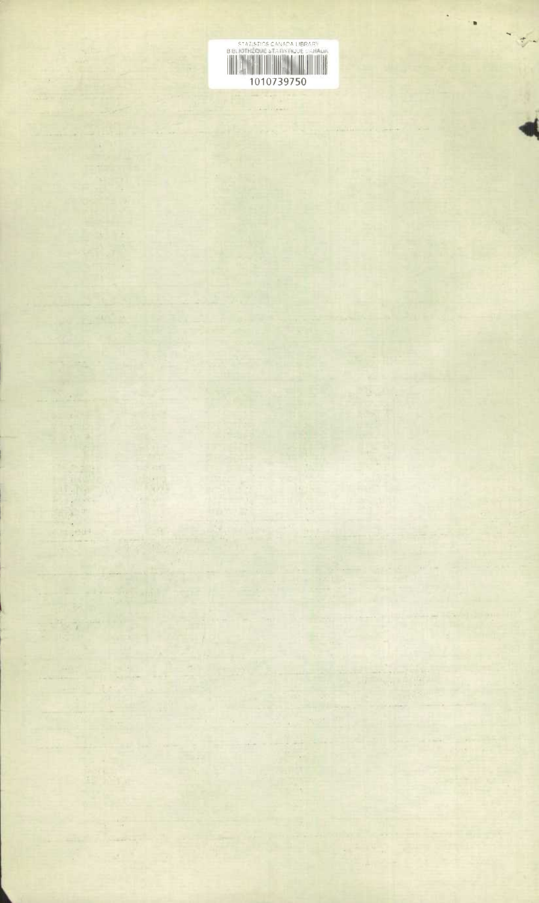STATISTICS CANADA LIBRARY
BIBLIOTHÈQUE STATISTIQUE CANADA

1010739750